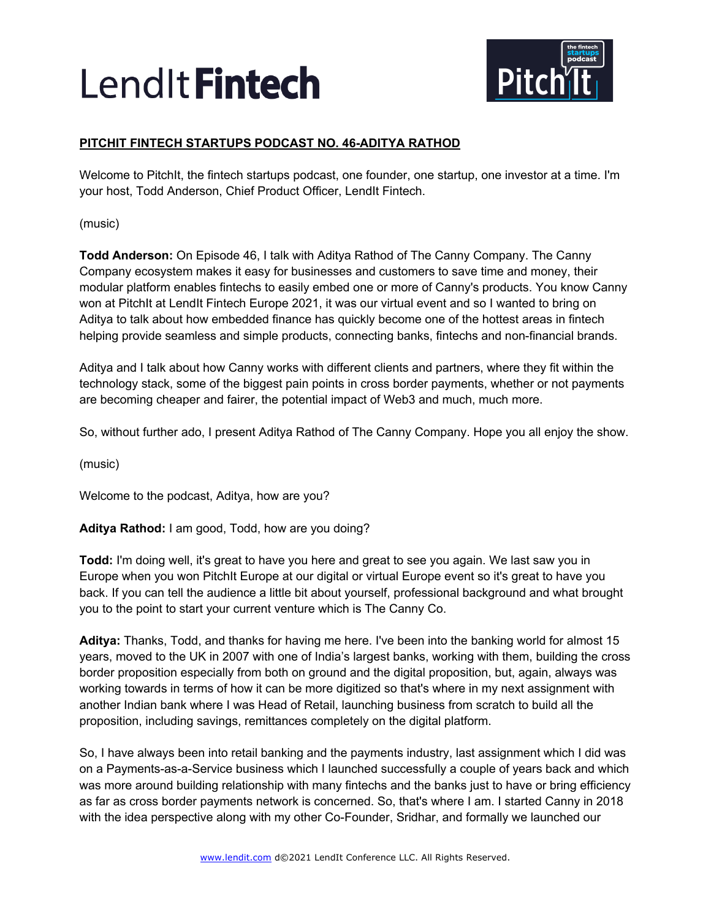**PITCHIT FINTECH STARTUPS PODCAST NO. 46-ADITYA RATHOD**

Welcome to PitchIt, the fintech startups podcast, one founder, one startup, one investor at a time. I'm your host, Todd Anderson, Chief Product Officer, LendIt Fintech.

(music)

**Todd Anderson:** On Episode 46, I talk with Aditya Rathod of The Canny Company. The Canny Company ecosystem makes it easy for businesses and customers to save time and money, their modular platform enables fintechs to easily embed one or more of Canny's products. You know Canny won at PitchIt at LendIt Fintech Europe 2021, it was our virtual event and so I wanted to bring on Aditya to talk about how embedded finance has quickly become one of the hottest areas in fintech helping provide seamless and simple products, connecting banks, fintechs and non-financial brands.

Aditya and I talk about how Canny works with different clients and partners, where they fit within the technology stack, some of the biggest pain points in cross border payments, whether or not payments are becoming cheaper and fairer, the potential impact of Web3 and much, much more.

So, without further ado, I present Aditya Rathod of The Canny Company. Hope you all enjoy the show.

(music)

Welcome to the podcast, Aditya, how are you?

**Aditya Rathod:** I am good, Todd, how are you doing?

**Todd:** I'm doing well, it's great to have you here and great to see you again. We last saw you in Europe when you won PitchIt Europe at our digital or virtual Europe event so it's great to have you back. If you can tell the audience a little bit about yourself, professional background and what brought you to the point to start your current venture which is The Canny Co.

**Aditya:** Thanks, Todd, and thanks for having me here. I've been into the banking world for almost 15 years, moved to the UK in 2007 with one of India's largest banks, working with them, building the cross border proposition especially from both on ground and the digital proposition, but, again, always was working towards in terms of how it can be more digitized so that's where in my next assignment with another Indian bank where I was Head of Retail, launching business from scratch to build all the proposition, including savings, remittances completely on the digital platform.

So, I have always been into retail banking and the payments industry, last assignment which I did was on a Payments-as-a-Service business which I launched successfully a couple of years back and which was more around building relationship with many fintechs and the banks just to have or bring efficiency as far as cross border payments network is concerned. So, that's where I am. I started Canny in 2018 with the idea perspective along with my other Co-Founder, Sridhar, and formally we launched our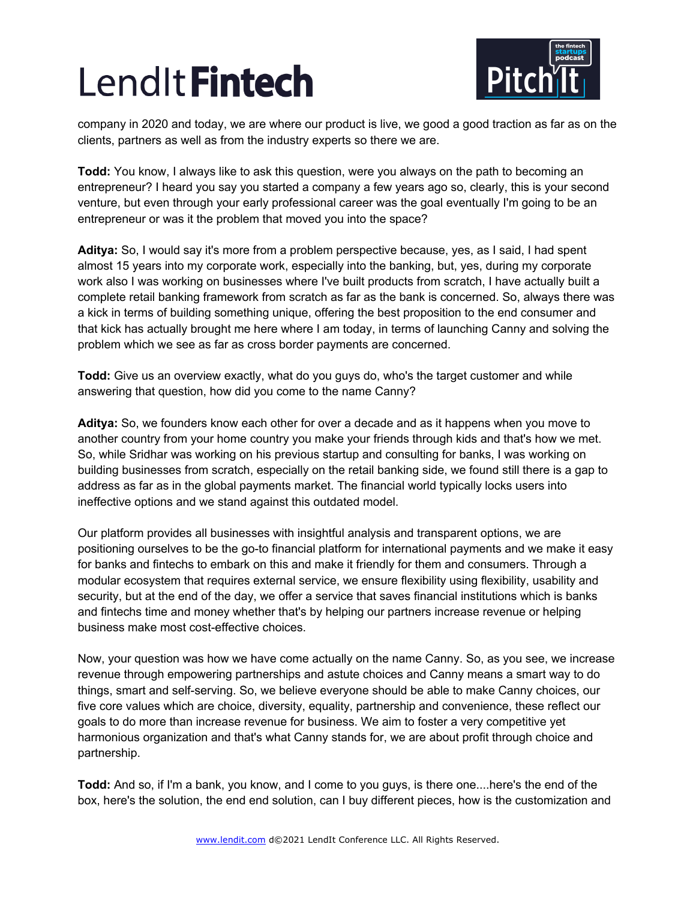company in 2020 and today, we are where our product is live, we good a good traction as far as on the clients, partners as well as from the industry experts so there we are.

**Todd:** You know, I always like to ask this question, were you always on the path to becoming an entrepreneur? I heard you say you started a company a few years ago so, clearly, this is your second venture, but even through your early professional career was the goal eventually I'm going to be an entrepreneur or was it the problem that moved you into the space?

**Aditya:** So, I would say it's more from a problem perspective because, yes, as I said, I had spent almost 15 years into my corporate work, especially into the banking, but, yes, during my corporate work also I was working on businesses where I've built products from scratch, I have actually built a complete retail banking framework from scratch as far as the bank is concerned. So, always there was a kick in terms of building something unique, offering the best proposition to the end consumer and that kick has actually brought me here where I am today, in terms of launching Canny and solving the problem which we see as far as cross border payments are concerned.

**Todd:** Give us an overview exactly, what do you guys do, who's the target customer and while answering that question, how did you come to the name Canny?

**Aditya:** So, we founders know each other for over a decade and as it happens when you move to another country from your home country you make your friends through kids and that's how we met. So, while Sridhar was working on his previous startup and consulting for banks, I was working on building businesses from scratch, especially on the retail banking side, we found still there is a gap to address as far as in the global payments market. The financial world typically locks users into ineffective options and we stand against this outdated model.

Our platform provides all businesses with insightful analysis and transparent options, we are positioning ourselves to be the go-to financial platform for international payments and we make it easy for banks and fintechs to embark on this and make it friendly for them and consumers. Through a modular ecosystem that requires external service, we ensure flexibility using flexibility, usability and security, but at the end of the day, we offer a service that saves financial institutions which is banks and fintechs time and money whether that's by helping our partners increase revenue or helping business make most cost-effective choices.

Now, your question was how we have come actually on the name Canny. So, as you see, we increase revenue through empowering partnerships and astute choices and Canny means a smart way to do things, smart and self-serving. So, we believe everyone should be able to make Canny choices, our five core values which are choice, diversity, equality, partnership and convenience, these reflect our goals to do more than increase revenue for business. We aim to foster a very competitive yet harmonious organization and that's what Canny stands for, we are about profit through choice and partnership.

**Todd:** And so, if I'm a bank, you know, and I come to you guys, is there one....here's the end of the box, here's the solution, the end end solution, can I buy different pieces, how is the customization and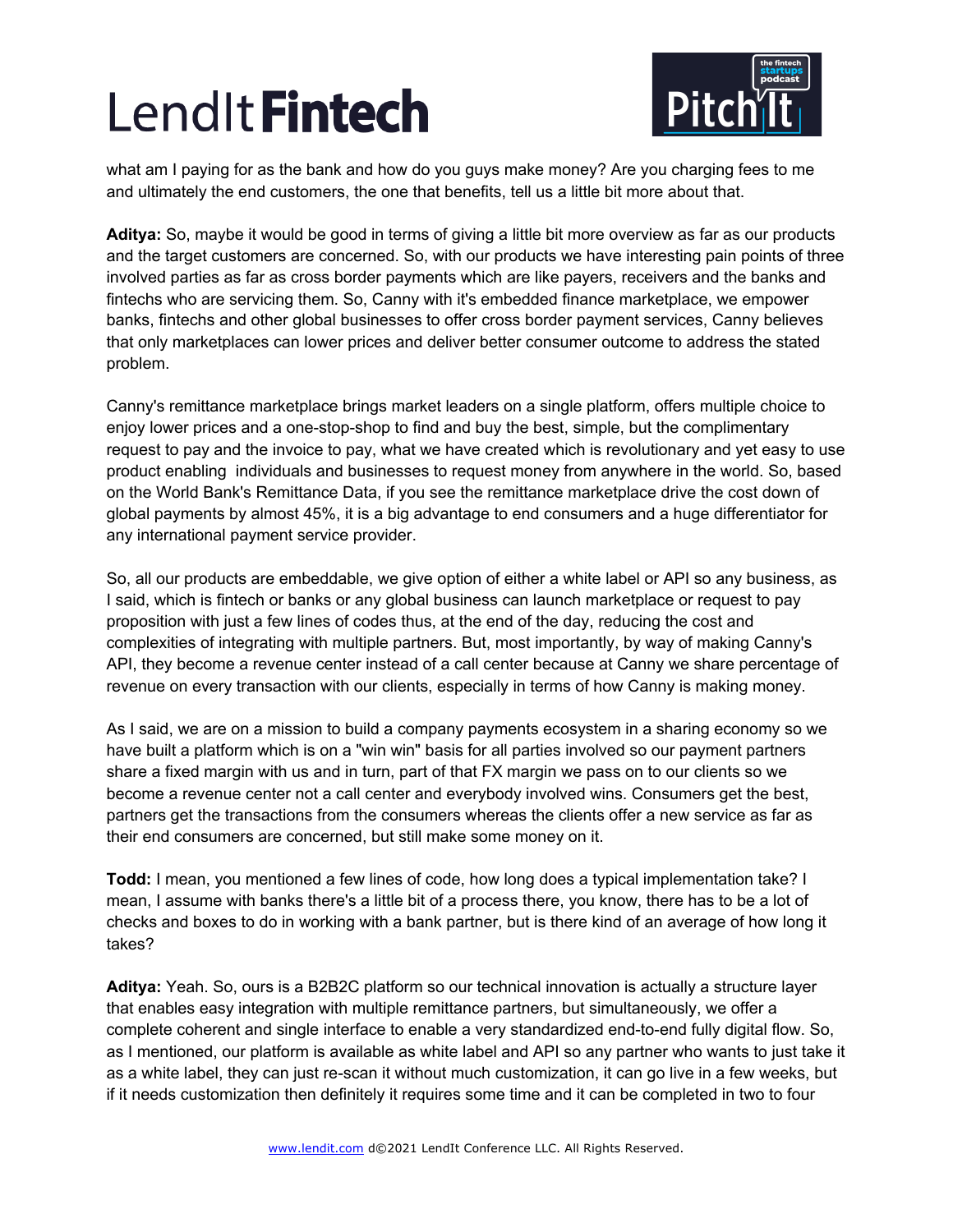what am I paying for as the bank and how do you guys make money? Are you charging fees to me and ultimately the end customers, the one that benefits, tell us a little bit more about that.

**Aditya:** So, maybe it would be good in terms of giving a little bit more overview as far as our products and the target customers are concerned. So, with our products we have interesting pain points of three involved parties as far as cross border payments which are like payers, receivers and the banks and fintechs who are servicing them. So, Canny with it's embedded finance marketplace, we empower banks, fintechs and other global businesses to offer cross border payment services, Canny believes that only marketplaces can lower prices and deliver better consumer outcome to address the stated problem.

Canny's remittance marketplace brings market leaders on a single platform, offers multiple choice to enjoy lower prices and a one-stop-shop to find and buy the best, simple, but the complimentary request to pay and the invoice to pay, what we have created which is revolutionary and yet easy to use product enabling individuals and businesses to request money from anywhere in the world. So, based on the World Bank's Remittance Data, if you see the remittance marketplace drive the cost down of global payments by almost 45%, it is a big advantage to end consumers and a huge differentiator for any international payment service provider.

So, all our products are embeddable, we give option of either a white label or API so any business, as I said, which is fintech or banks or any global business can launch marketplace or request to pay proposition with just a few lines of codes thus, at the end of the day, reducing the cost and complexities of integrating with multiple partners. But, most importantly, by way of making Canny's API, they become a revenue center instead of a call center because at Canny we share percentage of revenue on every transaction with our clients, especially in terms of how Canny is making money.

As I said, we are on a mission to build a company payments ecosystem in a sharing economy so we have built a platform which is on a "win win" basis for all parties involved so our payment partners share a fixed margin with us and in turn, part of that FX margin we pass on to our clients so we become a revenue center not a call center and everybody involved wins. Consumers get the best, partners get the transactions from the consumers whereas the clients offer a new service as far as their end consumers are concerned, but still make some money on it.

**Todd:** I mean, you mentioned a few lines of code, how long does a typical implementation take? I mean, I assume with banks there's a little bit of a process there, you know, there has to be a lot of checks and boxes to do in working with a bank partner, but is there kind of an average of how long it takes?

**Aditya:** Yeah. So, ours is a B2B2C platform so our technical innovation is actually a structure layer that enables easy integration with multiple remittance partners, but simultaneously, we offer a complete coherent and single interface to enable a very standardized end-to-end fully digital flow. So, as I mentioned, our platform is available as white label and API so any partner who wants to just take it as a white label, they can just re-scan it without much customization, it can go live in a few weeks, but if it needs customization then definitely it requires some time and it can be completed in two to four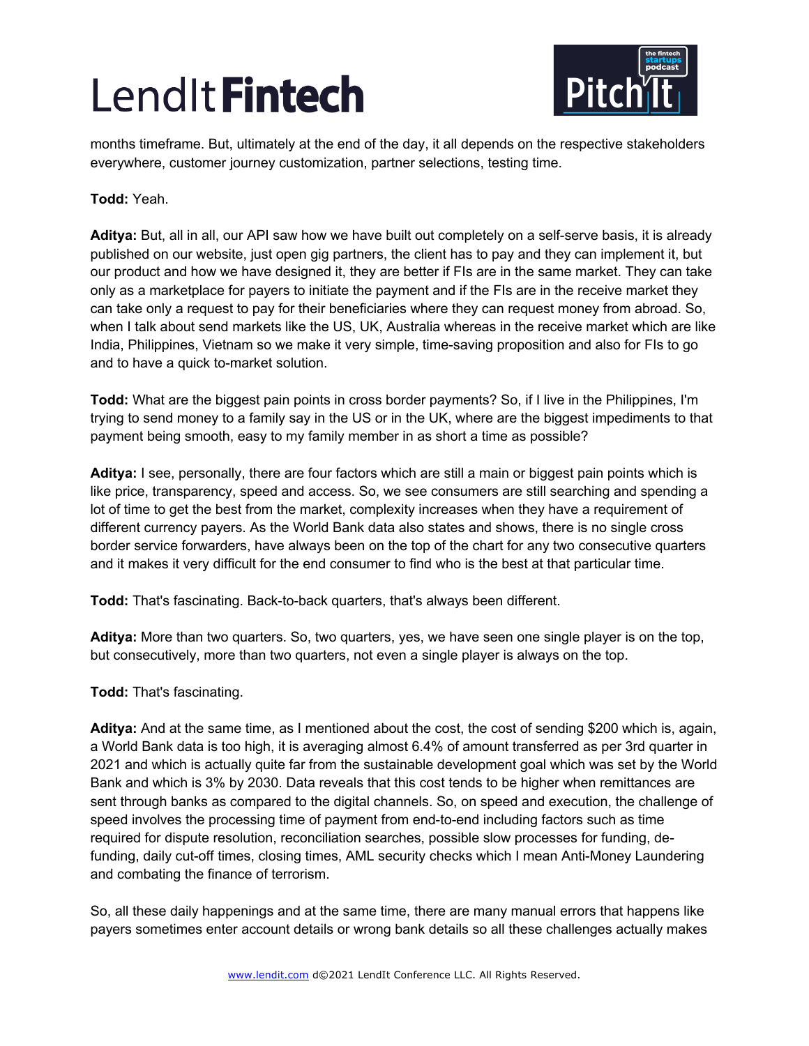months timeframe. But, ultimately at the end of the day, it all depends on the respective stakeholders everywhere, customer journey customization, partner selections, testing time.

**Todd:** Yeah.

**Aditya:** But, all in all, our API saw how we have built out completely on a self-serve basis, it is already published on our website, just open gig partners, the client has to pay and they can implement it, but our product and how we have designed it, they are better if FIs are in the same market. They can take only as a marketplace for payers to initiate the payment and if the FIs are in the receive market they can take only a request to pay for their beneficiaries where they can request money from abroad. So, when I talk about send markets like the US, UK, Australia whereas in the receive market which are like India, Philippines, Vietnam so we make it very simple, time-saving proposition and also for FIs to go and to have a quick to-market solution.

**Todd:** What are the biggest pain points in cross border payments? So, if I live in the Philippines, I'm trying to send money to a family say in the US or in the UK, where are the biggest impediments to that payment being smooth, easy to my family member in as short a time as possible?

**Aditya:** I see, personally, there are four factors which are still a main or biggest pain points which is like price, transparency, speed and access. So, we see consumers are still searching and spending a lot of time to get the best from the market, complexity increases when they have a requirement of different currency payers. As the World Bank data also states and shows, there is no single cross border service forwarders, have always been on the top of the chart for any two consecutive quarters and it makes it very difficult for the end consumer to find who is the best at that particular time.

**Todd:** That's fascinating. Back-to-back quarters, that's always been different.

**Aditya:** More than two quarters. So, two quarters, yes, we have seen one single player is on the top, but consecutively, more than two quarters, not even a single player is always on the top.

**Todd:** That's fascinating.

**Aditya:** And at the same time, as I mentioned about the cost, the cost of sending $200 which is, again, a World Bank data is too high, it is averaging almost 6.4% of amount transferred as per 3rd quarter in 2021 and which is actually quite far from the sustainable development goal which was set by the World Bank and which is 3% by 2030. Data reveals that this cost tends to be higher when remittances are sent through banks as compared to the digital channels. So, on speed and execution, the challenge of speed involves the processing time of payment from end-to-end including factors such as time required for dispute resolution, reconciliation searches, possible slow processes for funding, de-funding, daily cut-off times, closing times, AML security checks which I mean Anti-Money Laundering and combating the finance of terrorism.

So, all these daily happenings and at the same time, there are many manual errors that happens like payers sometimes enter account details or wrong bank details so all these challenges actually makes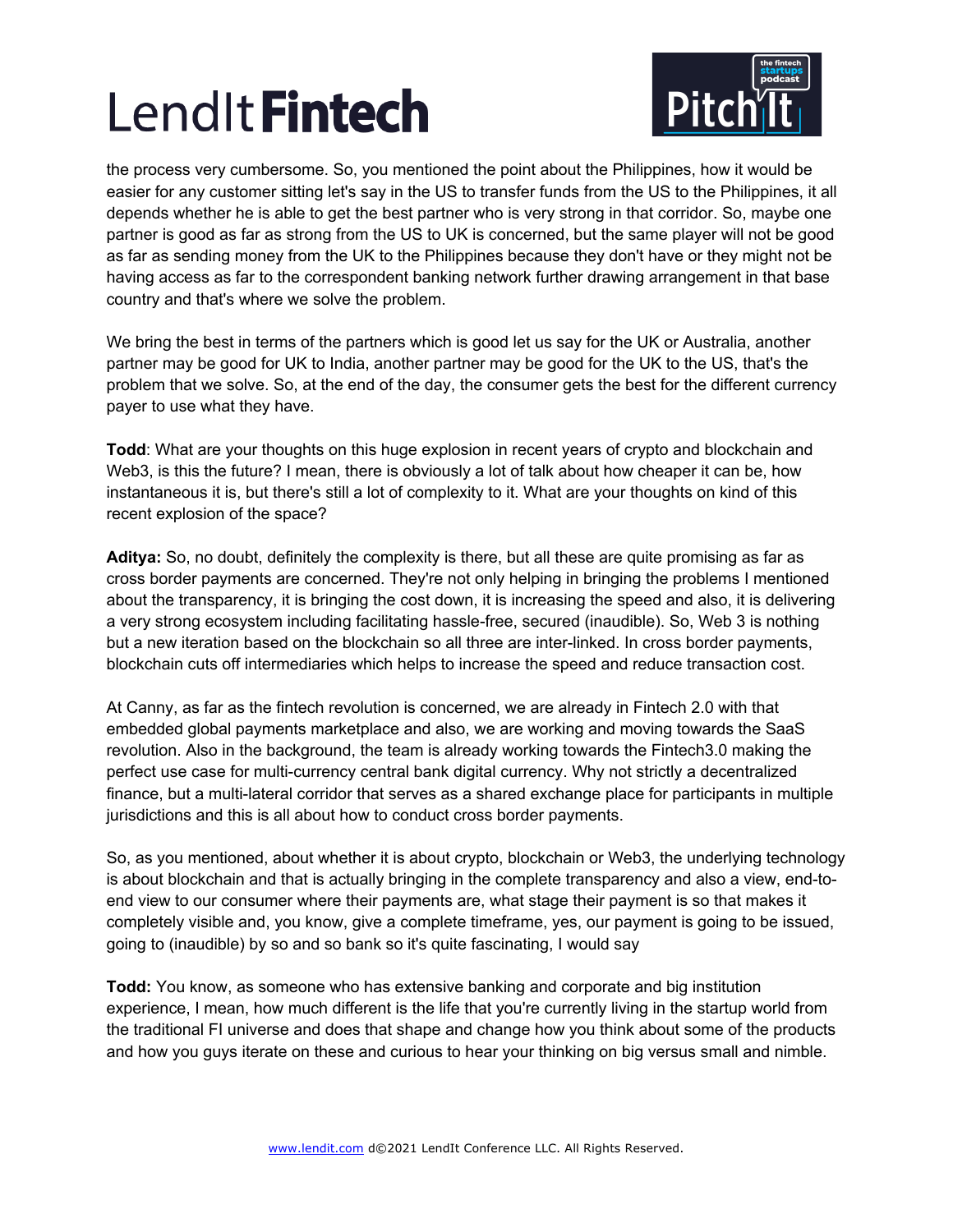the process very cumbersome. So, you mentioned the point about the Philippines, how it would be easier for any customer sitting let's say in the US to transfer funds from the US to the Philippines, it all depends whether he is able to get the best partner who is very strong in that corridor. So, maybe one partner is good as far as strong from the US to UK is concerned, but the same player will not be good as far as sending money from the UK to the Philippines because they don't have or they might not be having access as far to the correspondent banking network further drawing arrangement in that base country and that's where we solve the problem.

We bring the best in terms of the partners which is good let us say for the UK or Australia, another partner may be good for UK to India, another partner may be good for the UK to the US, that's the problem that we solve. So, at the end of the day, the consumer gets the best for the different currency payer to use what they have.

**Todd**: What are your thoughts on this huge explosion in recent years of crypto and blockchain and Web3, is this the future? I mean, there is obviously a lot of talk about how cheaper it can be, how instantaneous it is, but there's still a lot of complexity to it. What are your thoughts on kind of this recent explosion of the space?

**Aditya:** So, no doubt, definitely the complexity is there, but all these are quite promising as far as cross border payments are concerned. They're not only helping in bringing the problems I mentioned about the transparency, it is bringing the cost down, it is increasing the speed and also, it is delivering a very strong ecosystem including facilitating hassle-free, secured (inaudible). So, Web 3 is nothing but a new iteration based on the blockchain so all three are inter-linked. In cross border payments, blockchain cuts off intermediaries which helps to increase the speed and reduce transaction cost.

At Canny, as far as the fintech revolution is concerned, we are already in Fintech 2.0 with that embedded global payments marketplace and also, we are working and moving towards the SaaS revolution. Also in the background, the team is already working towards the Fintech3.0 making the perfect use case for multi-currency central bank digital currency. Why not strictly a decentralized finance, but a multi-lateral corridor that serves as a shared exchange place for participants in multiple jurisdictions and this is all about how to conduct cross border payments.

So, as you mentioned, about whether it is about crypto, blockchain or Web3, the underlying technology is about blockchain and that is actually bringing in the complete transparency and also a view, end-to-end view to our consumer where their payments are, what stage their payment is so that makes it completely visible and, you know, give a complete timeframe, yes, our payment is going to be issued, going to (inaudible) by so and so bank so it's quite fascinating, I would say

**Todd:** You know, as someone who has extensive banking and corporate and big institution experience, I mean, how much different is the life that you're currently living in the startup world from the traditional FI universe and does that shape and change how you think about some of the products and how you guys iterate on these and curious to hear your thinking on big versus small and nimble.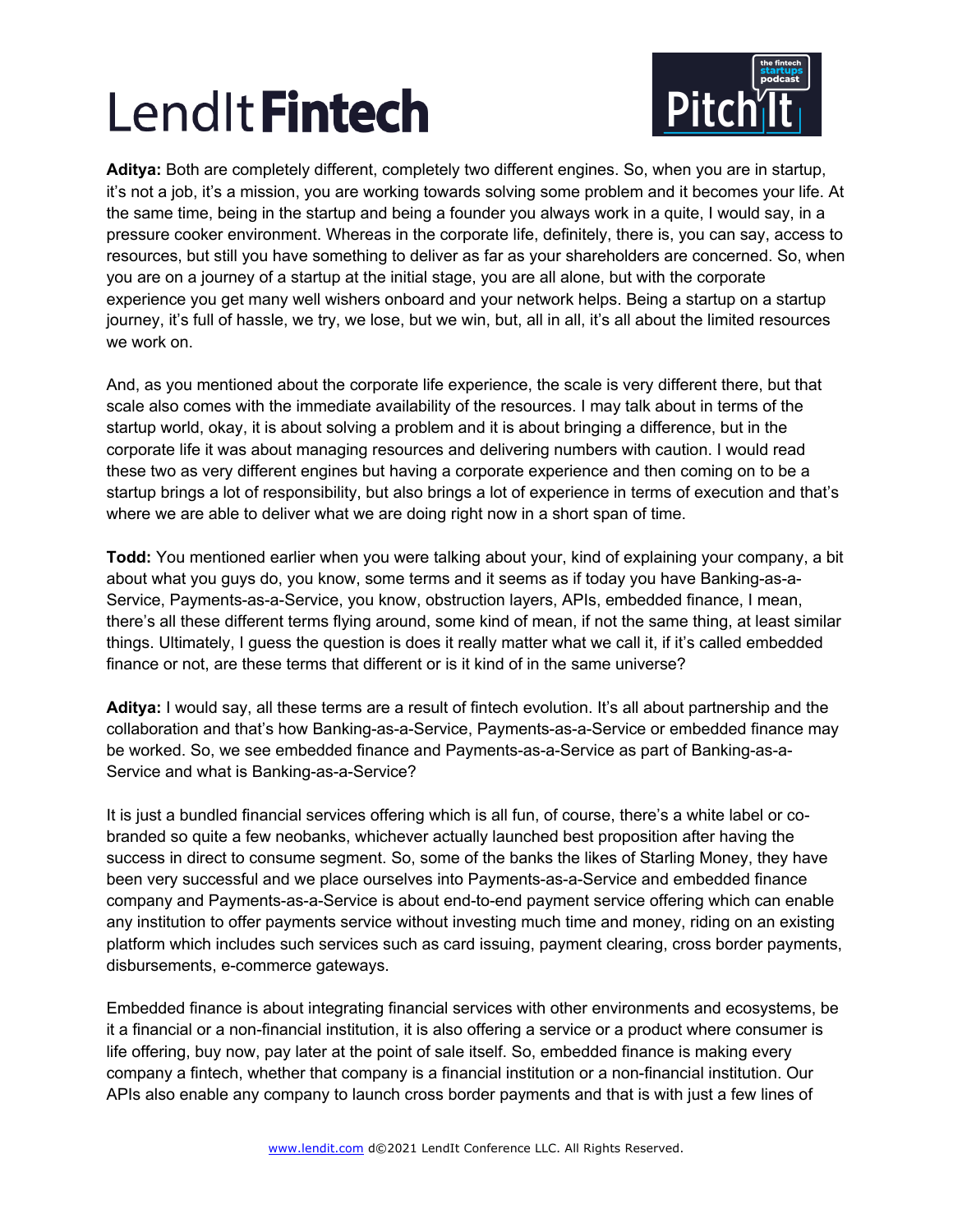**Aditya:** Both are completely different, completely two different engines. So, when you are in startup, it's not a job, it's a mission, you are working towards solving some problem and it becomes your life. At the same time, being in the startup and being a founder you always work in a quite, I would say, in a pressure cooker environment. Whereas in the corporate life, definitely, there is, you can say, access to resources, but still you have something to deliver as far as your shareholders are concerned. So, when you are on a journey of a startup at the initial stage, you are all alone, but with the corporate experience you get many well wishers onboard and your network helps. Being a startup on a startup journey, it's full of hassle, we try, we lose, but we win, but, all in all, it's all about the limited resources we work on.

And, as you mentioned about the corporate life experience, the scale is very different there, but that scale also comes with the immediate availability of the resources. I may talk about in terms of the startup world, okay, it is about solving a problem and it is about bringing a difference, but in the corporate life it was about managing resources and delivering numbers with caution. I would read these two as very different engines but having a corporate experience and then coming on to be a startup brings a lot of responsibility, but also brings a lot of experience in terms of execution and that's where we are able to deliver what we are doing right now in a short span of time.

**Todd:** You mentioned earlier when you were talking about your, kind of explaining your company, a bit about what you guys do, you know, some terms and it seems as if today you have Banking-as-a-Service, Payments-as-a-Service, you know, obstruction layers, APIs, embedded finance, I mean, there's all these different terms flying around, some kind of mean, if not the same thing, at least similar things. Ultimately, I guess the question is does it really matter what we call it, if it's called embedded finance or not, are these terms that different or is it kind of in the same universe?

**Aditya:** I would say, all these terms are a result of fintech evolution. It's all about partnership and the collaboration and that's how Banking-as-a-Service, Payments-as-a-Service or embedded finance may be worked. So, we see embedded finance and Payments-as-a-Service as part of Banking-as-a-Service and what is Banking-as-a-Service?

It is just a bundled financial services offering which is all fun, of course, there's a white label or co-branded so quite a few neobanks, whichever actually launched best proposition after having the success in direct to consume segment. So, some of the banks the likes of Starling Money, they have been very successful and we place ourselves into Payments-as-a-Service and embedded finance company and Payments-as-a-Service is about end-to-end payment service offering which can enable any institution to offer payments service without investing much time and money, riding on an existing platform which includes such services such as card issuing, payment clearing, cross border payments, disbursements, e-commerce gateways.

Embedded finance is about integrating financial services with other environments and ecosystems, be it a financial or a non-financial institution, it is also offering a service or a product where consumer is life offering, buy now, pay later at the point of sale itself. So, embedded finance is making every company a fintech, whether that company is a financial institution or a non-financial institution. Our APIs also enable any company to launch cross border payments and that is with just a few lines of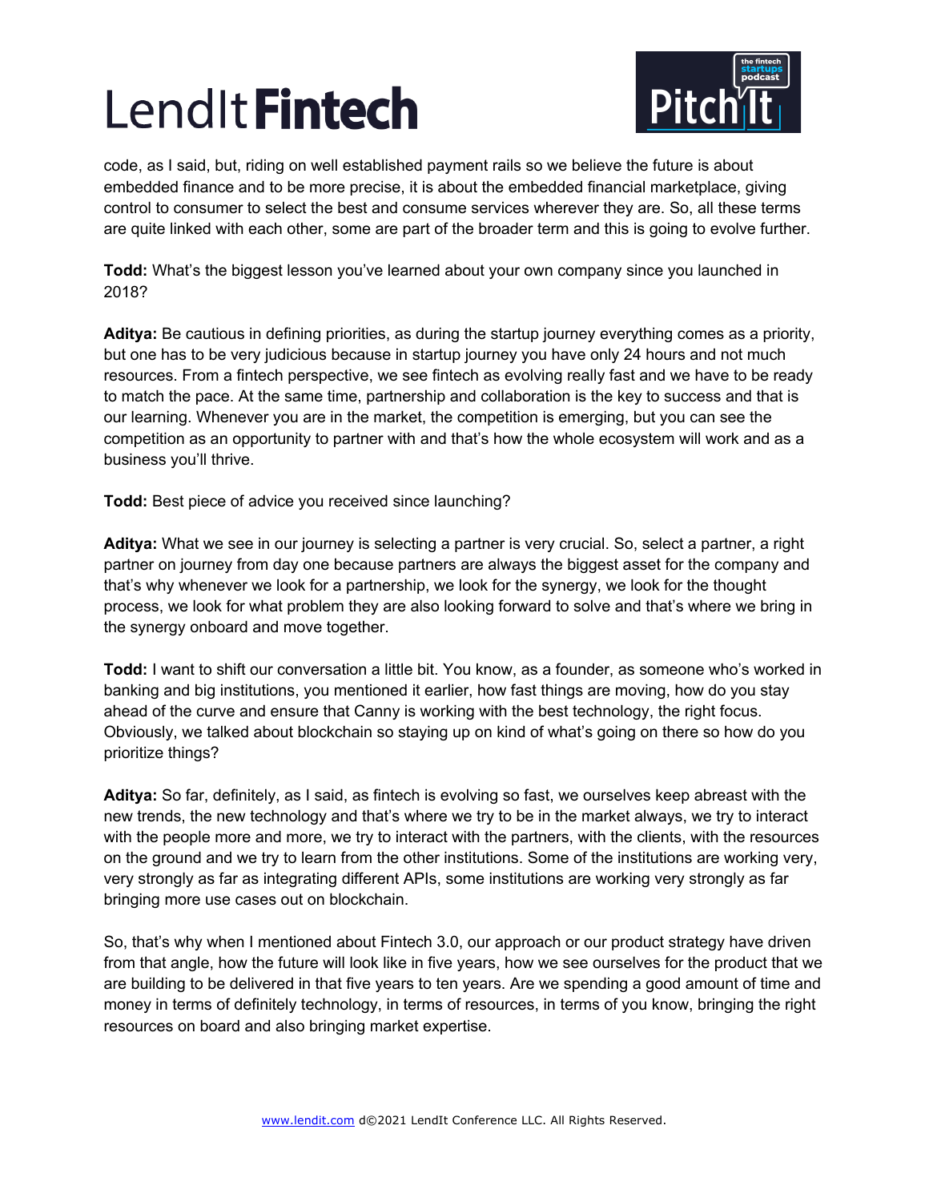code, as I said, but, riding on well established payment rails so we believe the future is about embedded finance and to be more precise, it is about the embedded financial marketplace, giving control to consumer to select the best and consume services wherever they are. So, all these terms are quite linked with each other, some are part of the broader term and this is going to evolve further.

**Todd:** What's the biggest lesson you've learned about your own company since you launched in 2018?

**Aditya:** Be cautious in defining priorities, as during the startup journey everything comes as a priority, but one has to be very judicious because in startup journey you have only 24 hours and not much resources. From a fintech perspective, we see fintech as evolving really fast and we have to be ready to match the pace. At the same time, partnership and collaboration is the key to success and that is our learning. Whenever you are in the market, the competition is emerging, but you can see the competition as an opportunity to partner with and that's how the whole ecosystem will work and as a business you'll thrive.

**Todd:** Best piece of advice you received since launching?

**Aditya:** What we see in our journey is selecting a partner is very crucial. So, select a partner, a right partner on journey from day one because partners are always the biggest asset for the company and that's why whenever we look for a partnership, we look for the synergy, we look for the thought process, we look for what problem they are also looking forward to solve and that's where we bring in the synergy onboard and move together.

**Todd:** I want to shift our conversation a little bit. You know, as a founder, as someone who's worked in banking and big institutions, you mentioned it earlier, how fast things are moving, how do you stay ahead of the curve and ensure that Canny is working with the best technology, the right focus. Obviously, we talked about blockchain so staying up on kind of what's going on there so how do you prioritize things?

**Aditya:** So far, definitely, as I said, as fintech is evolving so fast, we ourselves keep abreast with the new trends, the new technology and that's where we try to be in the market always, we try to interact with the people more and more, we try to interact with the partners, with the clients, with the resources on the ground and we try to learn from the other institutions. Some of the institutions are working very, very strongly as far as integrating different APIs, some institutions are working very strongly as far bringing more use cases out on blockchain.

So, that's why when I mentioned about Fintech 3.0, our approach or our product strategy have driven from that angle, how the future will look like in five years, how we see ourselves for the product that we are building to be delivered in that five years to ten years. Are we spending a good amount of time and money in terms of definitely technology, in terms of resources, in terms of you know, bringing the right resources on board and also bringing market expertise.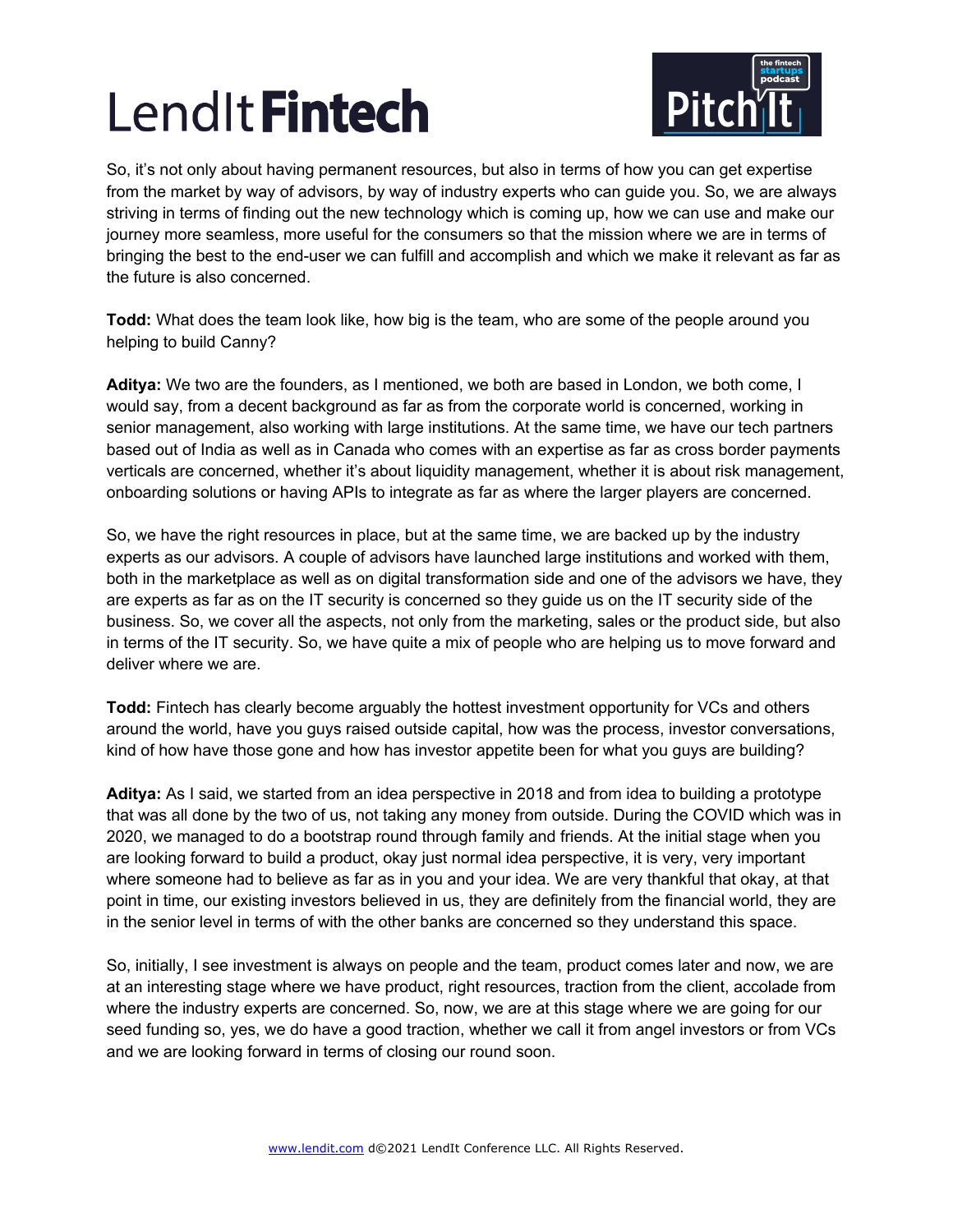So, it's not only about having permanent resources, but also in terms of how you can get expertise from the market by way of advisors, by way of industry experts who can guide you. So, we are always striving in terms of finding out the new technology which is coming up, how we can use and make our journey more seamless, more useful for the consumers so that the mission where we are in terms of bringing the best to the end-user we can fulfill and accomplish and which we make it relevant as far as the future is also concerned.

**Todd:** What does the team look like, how big is the team, who are some of the people around you helping to build Canny?

**Aditya:** We two are the founders, as I mentioned, we both are based in London, we both come, I would say, from a decent background as far as from the corporate world is concerned, working in senior management, also working with large institutions. At the same time, we have our tech partners based out of India as well as in Canada who comes with an expertise as far as cross border payments verticals are concerned, whether it's about liquidity management, whether it is about risk management, onboarding solutions or having APIs to integrate as far as where the larger players are concerned.

So, we have the right resources in place, but at the same time, we are backed up by the industry experts as our advisors. A couple of advisors have launched large institutions and worked with them, both in the marketplace as well as on digital transformation side and one of the advisors we have, they are experts as far as on the IT security is concerned so they guide us on the IT security side of the business. So, we cover all the aspects, not only from the marketing, sales or the product side, but also in terms of the IT security. So, we have quite a mix of people who are helping us to move forward and deliver where we are.

**Todd:** Fintech has clearly become arguably the hottest investment opportunity for VCs and others around the world, have you guys raised outside capital, how was the process, investor conversations, kind of how have those gone and how has investor appetite been for what you guys are building?

**Aditya:** As I said, we started from an idea perspective in 2018 and from idea to building a prototype that was all done by the two of us, not taking any money from outside. During the COVID which was in 2020, we managed to do a bootstrap round through family and friends. At the initial stage when you are looking forward to build a product, okay just normal idea perspective, it is very, very important where someone had to believe as far as in you and your idea. We are very thankful that okay, at that point in time, our existing investors believed in us, they are definitely from the financial world, they are in the senior level in terms of with the other banks are concerned so they understand this space.

So, initially, I see investment is always on people and the team, product comes later and now, we are at an interesting stage where we have product, right resources, traction from the client, accolade from where the industry experts are concerned. So, now, we are at this stage where we are going for our seed funding so, yes, we do have a good traction, whether we call it from angel investors or from VCs and we are looking forward in terms of closing our round soon.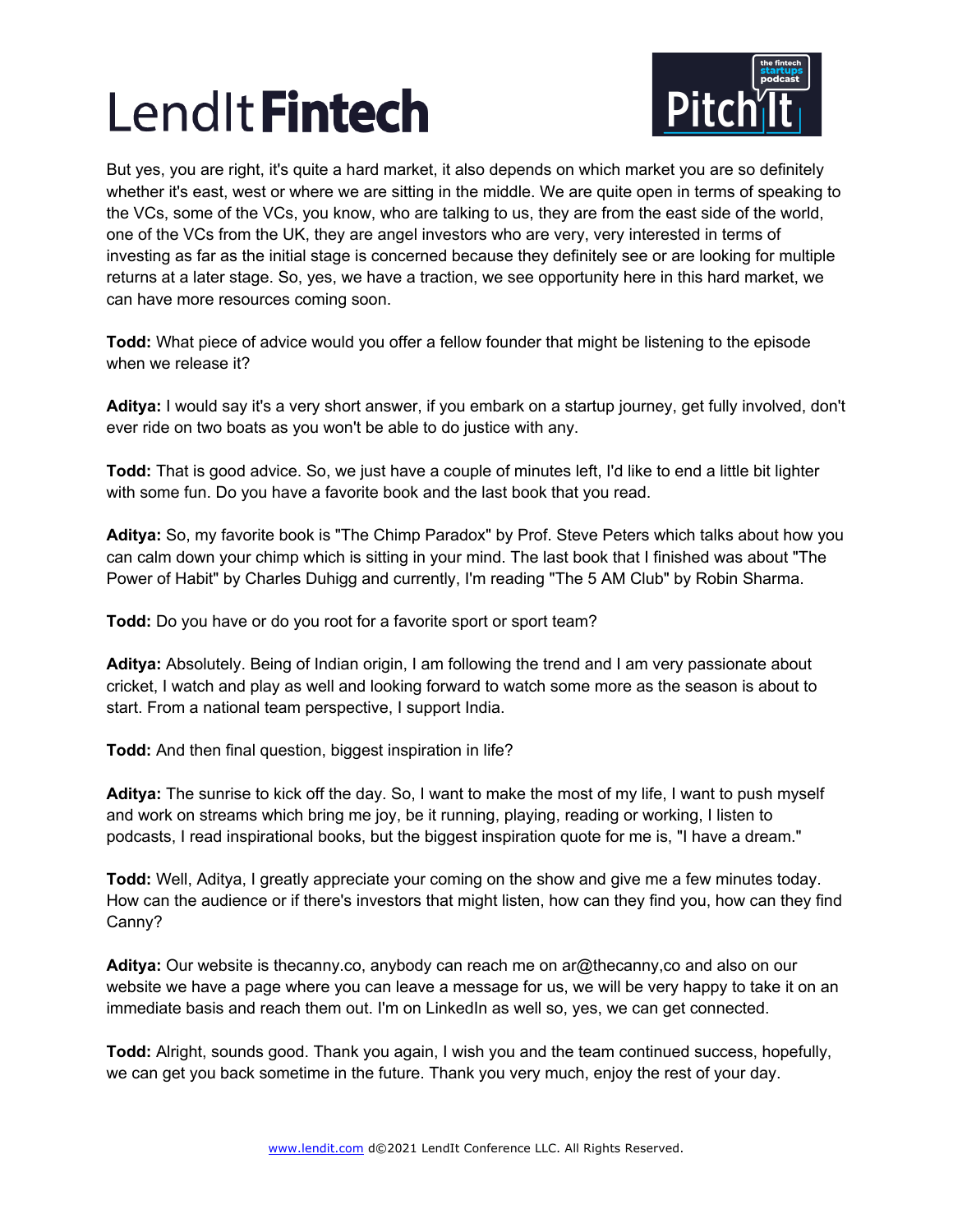But yes, you are right, it's quite a hard market, it also depends on which market you are so definitely whether it's east, west or where we are sitting in the middle. We are quite open in terms of speaking to the VCs, some of the VCs, you know, who are talking to us, they are from the east side of the world, one of the VCs from the UK, they are angel investors who are very, very interested in terms of investing as far as the initial stage is concerned because they definitely see or are looking for multiple returns at a later stage. So, yes, we have a traction, we see opportunity here in this hard market, we can have more resources coming soon.

**Todd:** What piece of advice would you offer a fellow founder that might be listening to the episode when we release it?

**Aditya:** I would say it's a very short answer, if you embark on a startup journey, get fully involved, don't ever ride on two boats as you won't be able to do justice with any.

**Todd:** That is good advice. So, we just have a couple of minutes left, I'd like to end a little bit lighter with some fun. Do you have a favorite book and the last book that you read.

**Aditya:** So, my favorite book is "The Chimp Paradox" by Prof. Steve Peters which talks about how you can calm down your chimp which is sitting in your mind. The last book that I finished was about "The Power of Habit" by Charles Duhigg and currently, I'm reading "The 5 AM Club" by Robin Sharma.

**Todd:** Do you have or do you root for a favorite sport or sport team?

**Aditya:** Absolutely. Being of Indian origin, I am following the trend and I am very passionate about cricket, I watch and play as well and looking forward to watch some more as the season is about to start. From a national team perspective, I support India.

**Todd:** And then final question, biggest inspiration in life?

**Aditya:** The sunrise to kick off the day. So, I want to make the most of my life, I want to push myself and work on streams which bring me joy, be it running, playing, reading or working, I listen to podcasts, I read inspirational books, but the biggest inspiration quote for me is, "I have a dream."

**Todd:** Well, Aditya, I greatly appreciate your coming on the show and give me a few minutes today. How can the audience or if there's investors that might listen, how can they find you, how can they find Canny?

**Aditya:** Our website is thecanny.co, anybody can reach me on ar@thecanny,co and also on our website we have a page where you can leave a message for us, we will be very happy to take it on an immediate basis and reach them out. I'm on LinkedIn as well so, yes, we can get connected.

**Todd:** Alright, sounds good. Thank you again, I wish you and the team continued success, hopefully, we can get you back sometime in the future. Thank you very much, enjoy the rest of your day.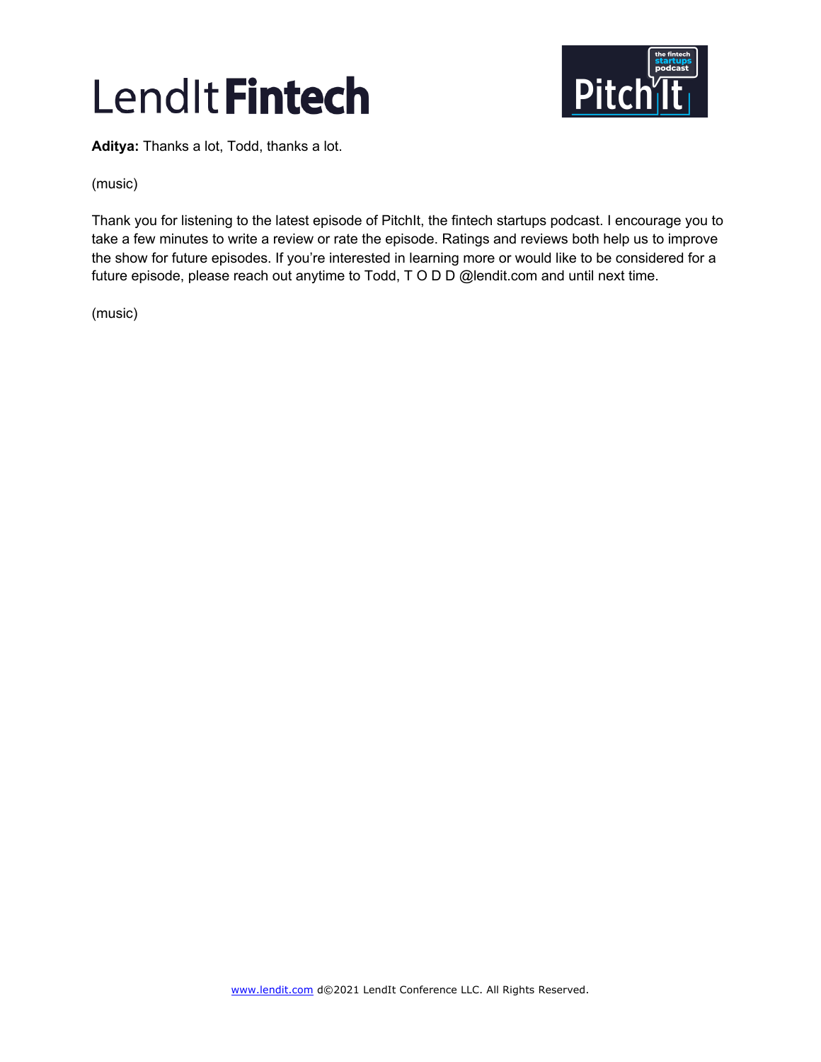**Aditya:** Thanks a lot, Todd, thanks a lot.

(music)

Thank you for listening to the latest episode of PitchIt, the fintech startups podcast. I encourage you to take a few minutes to write a review or rate the episode. Ratings and reviews both help us to improve the show for future episodes. If you're interested in learning more or would like to be considered for a future episode, please reach out anytime to Todd, T O D D @lendit.com and until next time.

(music)